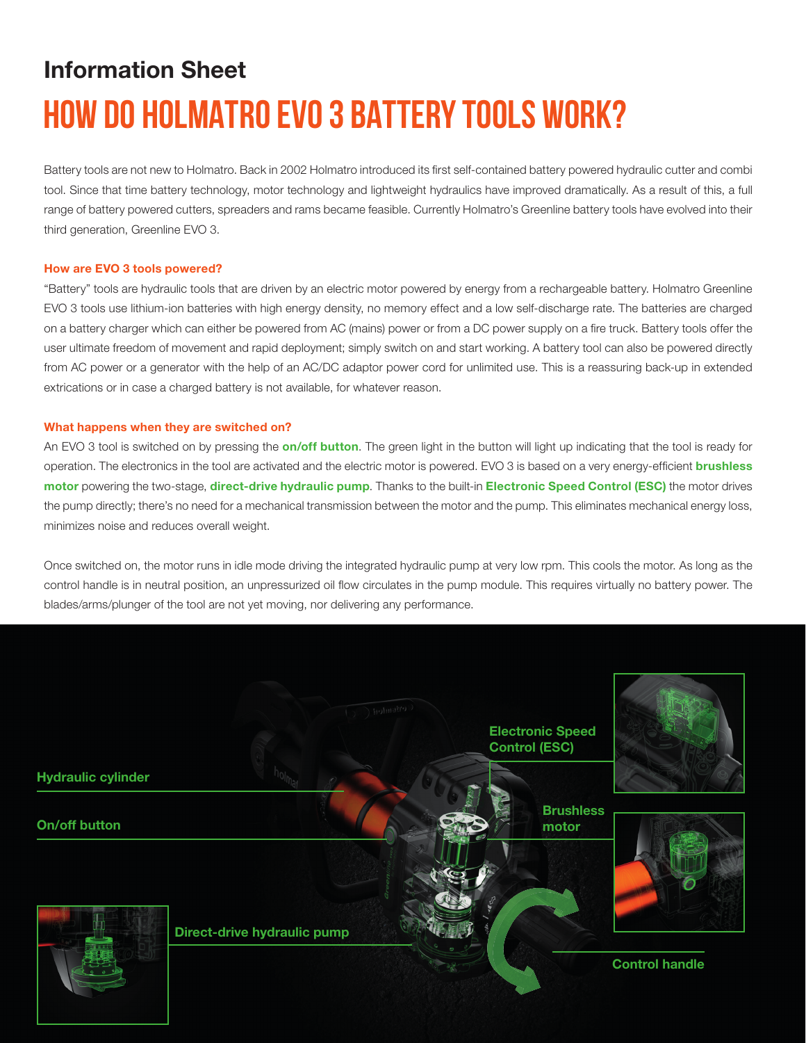## Information Sheet

# HOW DO HOLMATRO EVO 3 BATTERY TOOLS WORK?

Battery tools are not new to Holmatro. Back in 2002 Holmatro introduced its first self-contained battery powered hydraulic cutter and combi tool. Since that time battery technology, motor technology and lightweight hydraulics have improved dramatically. As a result of this, a full range of battery powered cutters, spreaders and rams became feasible. Currently Holmatro's Greenline battery tools have evolved into their third generation, Greenline EVO 3.

### How are EVO 3 tools powered?

"Battery" tools are hydraulic tools that are driven by an electric motor powered by energy from a rechargeable battery. Holmatro Greenline EVO 3 tools use lithium-ion batteries with high energy density, no memory effect and a low self-discharge rate. The batteries are charged on a battery charger which can either be powered from AC (mains) power or from a DC power supply on a fire truck. Battery tools offer the user ultimate freedom of movement and rapid deployment; simply switch on and start working. A battery tool can also be powered directly from AC power or a generator with the help of an AC/DC adaptor power cord for unlimited use. This is a reassuring back-up in extended extrications or in case a charged battery is not available, for whatever reason.

### What happens when they are switched on?

An EVO 3 tool is switched on by pressing the **on/off button**. The green light in the button will light up indicating that the tool is ready for operation. The electronics in the tool are activated and the electric motor is powered. EVO 3 is based on a very energy-efficient **brushless motor** powering the two-stage, **direct-drive hydraulic pump**. Thanks to the built-in **Electronic Speed Control (ESC)** the motor drives the pump directly; there's no need for a mechanical transmission between the motor and the pump. This eliminates mechanical energy loss, minimizes noise and reduces overall weight.

Once switched on, the motor runs in idle mode driving the integrated hydraulic pump at very low rpm. This cools the motor. As long as the control handle is in neutral position, an unpressurized oil flow circulates in the pump module. This requires virtually no battery power. The blades/arms/plunger of the tool are not yet moving, nor delivering any performance.

Hydraulic cylinder

On/off button

Electronic Speed Control (ESC)

Brushless motor

Direct-drive hydraulic pump

Control handle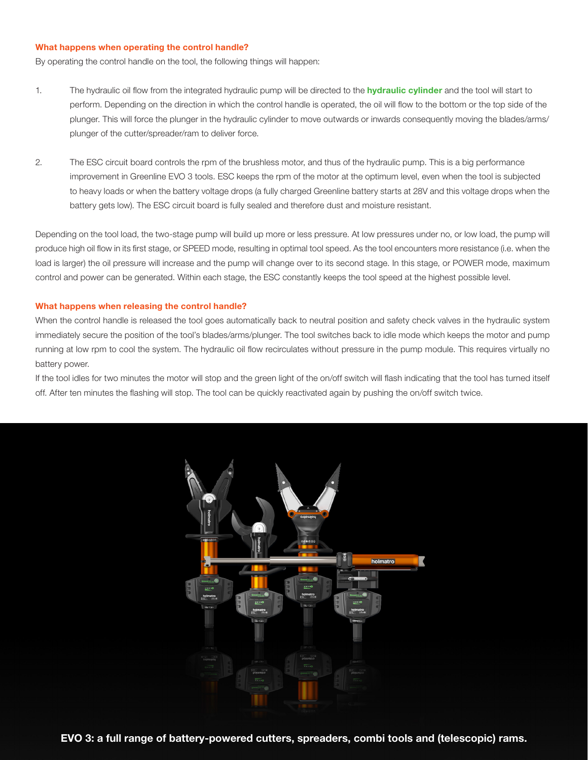### What happens when operating the control handle?

By operating the control handle on the tool, the following things will happen:

1. The hydraulic oil flow from the integrated hydraulic pump will be directed to the **hydraulic cylinder** and the tool will start to perform. Depending on the direction in which the control handle is operated, the oil will flow to the bottom or the top side of the plunger. This will force the plunger in the hydraulic cylinder to move outwards or inwards consequently moving the blades/arms/ plunger of the cutter/spreader/ram to deliver force.

2. The ESC circuit board controls the rpm of the brushless motor, and thus of the hydraulic pump. This is a big performance improvement in Greenline EVO 3 tools. ESC keeps the rpm of the motor at the optimum level, even when the tool is subjected to heavy loads or when the battery voltage drops (a fully charged Greenline battery starts at 28V and this voltage drops when the battery gets low). The ESC circuit board is fully sealed and therefore dust and moisture resistant.

Depending on the tool load, the two-stage pump will build up more or less pressure. At low pressures under no, or low load, the pump will produce high oil flow in its first stage, or SPEED mode, resulting in optimal tool speed. As the tool encounters more resistance (i.e. when the load is larger) the oil pressure will increase and the pump will change over to its second stage. In this stage, or POWER mode, maximum control and power can be generated. Within each stage, the ESC constantly keeps the tool speed at the highest possible level.

### What happens when releasing the control handle?

When the control handle is released the tool goes automatically back to neutral position and safety check valves in the hydraulic system immediately secure the position of the tool's blades/arms/plunger. The tool switches back to idle mode which keeps the motor and pump running at low rpm to cool the system. The hydraulic oil flow recirculates without pressure in the pump module. This requires virtually no battery power.

If the tool idles for two minutes the motor will stop and the green light of the on/off switch will flash indicating that the tool has turned itself off. After ten minutes the flashing will stop. The tool can be quickly reactivated again by pushing the on/off switch twice.

**EVO 3: a full range of battery-powered cutters, spreaders, combi tools and (telescopic) rams.**